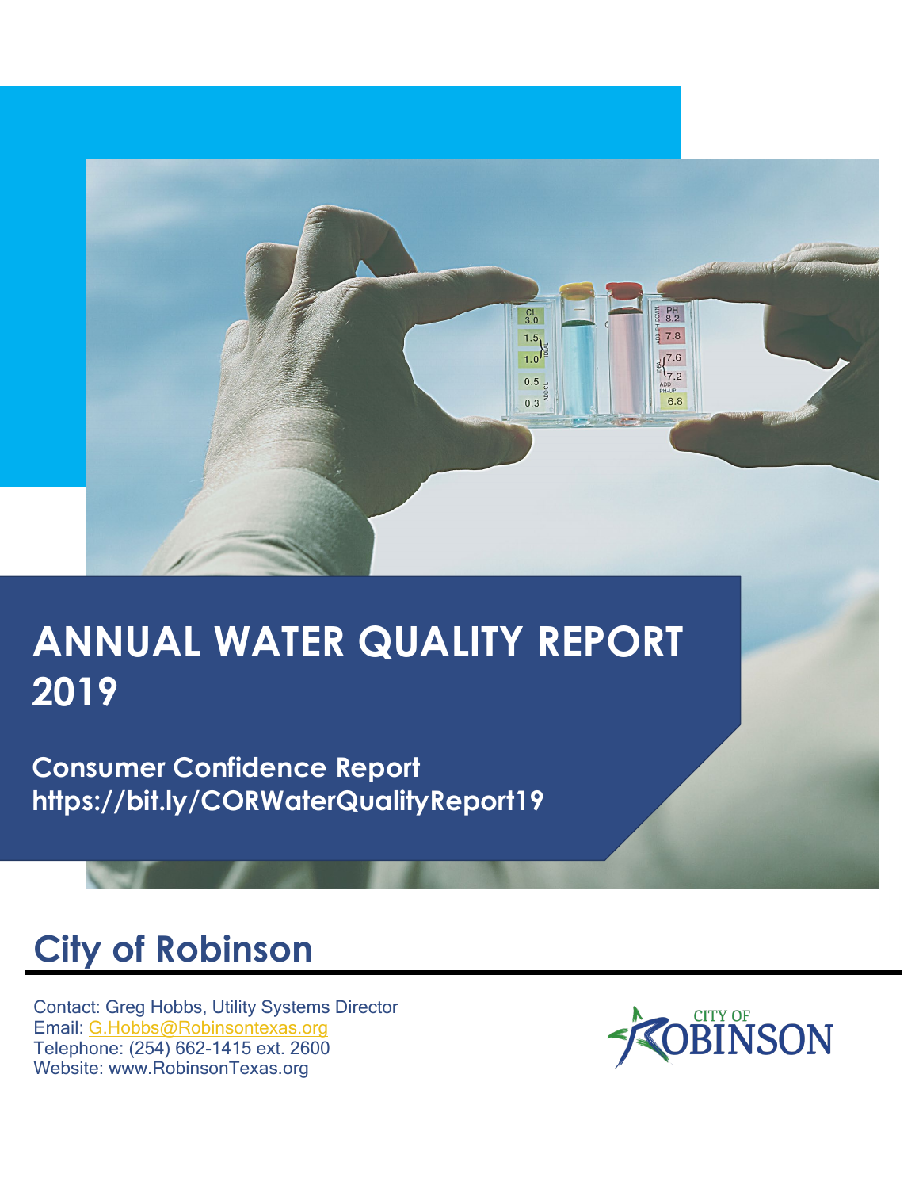# ANNUAL WATER QUALITY REPORT 2019

## Consumer Confidence Report
https://bit.ly/CORWaterQualityReport19

## City of Robinson

Contact: Greg Hobbs, Utility Systems Director
Email: G.Hobbs@Robinsontexas.org
Telephone: (254) 662-1415 ext. 2600
Website: www.RobinsonTexas.org

CITY OF ROBINSON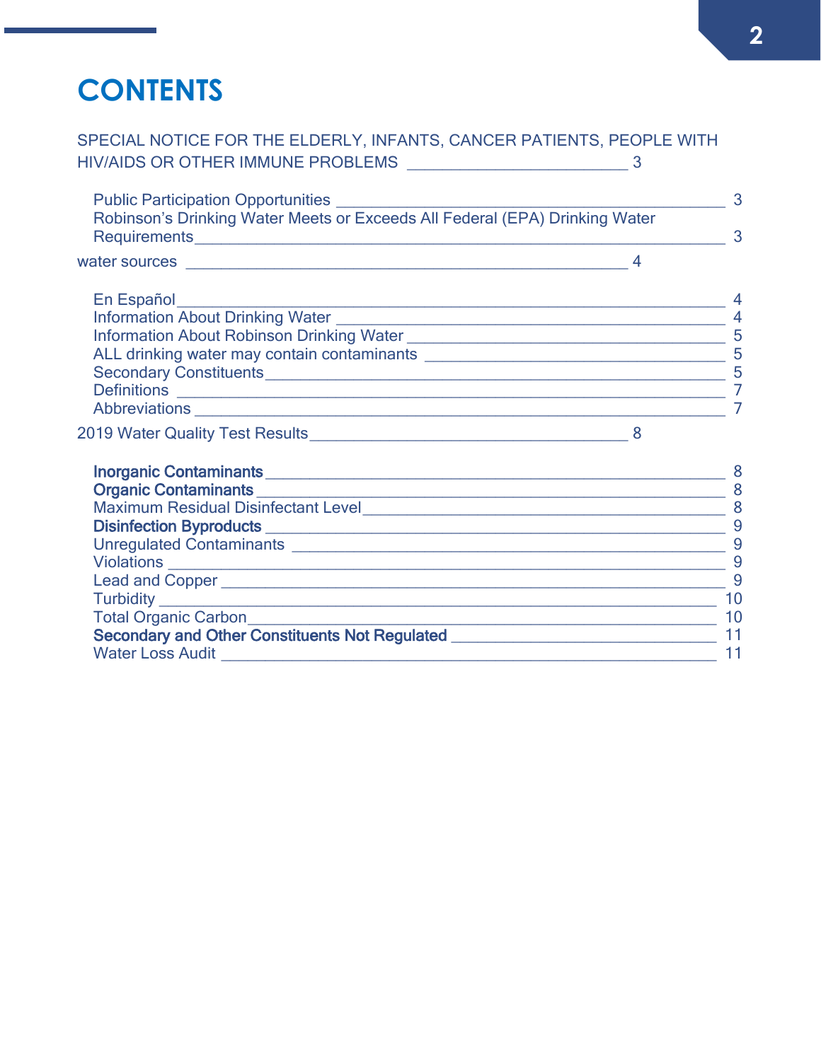# CONTENTS

SPECIAL NOTICE FOR THE ELDERLY, INFANTS, CANCER PATIENTS, PEOPLE WITH HIV/AIDS OR OTHER IMMUNE PROBLEMS ____ 3

- Public Participation Opportunities ____ 3
- Robinson's Drinking Water Meets or Exceeds All Federal (EPA) Drinking Water Requirements ____ 3

water sources ____ 4

- En Español ____ 4
- Information About Drinking Water ____ 4
- Information About Robinson Drinking Water ____ 5
- ALL drinking water may contain contaminants ____ 5
- Secondary Constituents ____ 5
- Definitions ____ 7
- Abbreviations ____ 7

2019 Water Quality Test Results ____ 8

- **Inorganic Contaminants** ____ 8
- **Organic Contaminants** ____ 8
- Maximum Residual Disinfectant Level ____ 8
- **Disinfection Byproducts** ____ 9
- Unregulated Contaminants ____ 9
- Violations ____ 9
- Lead and Copper ____ 9
- Turbidity ____ 10
- Total Organic Carbon ____ 10
- **Secondary and Other Constituents Not Regulated** ____ 11
- Water Loss Audit ____ 11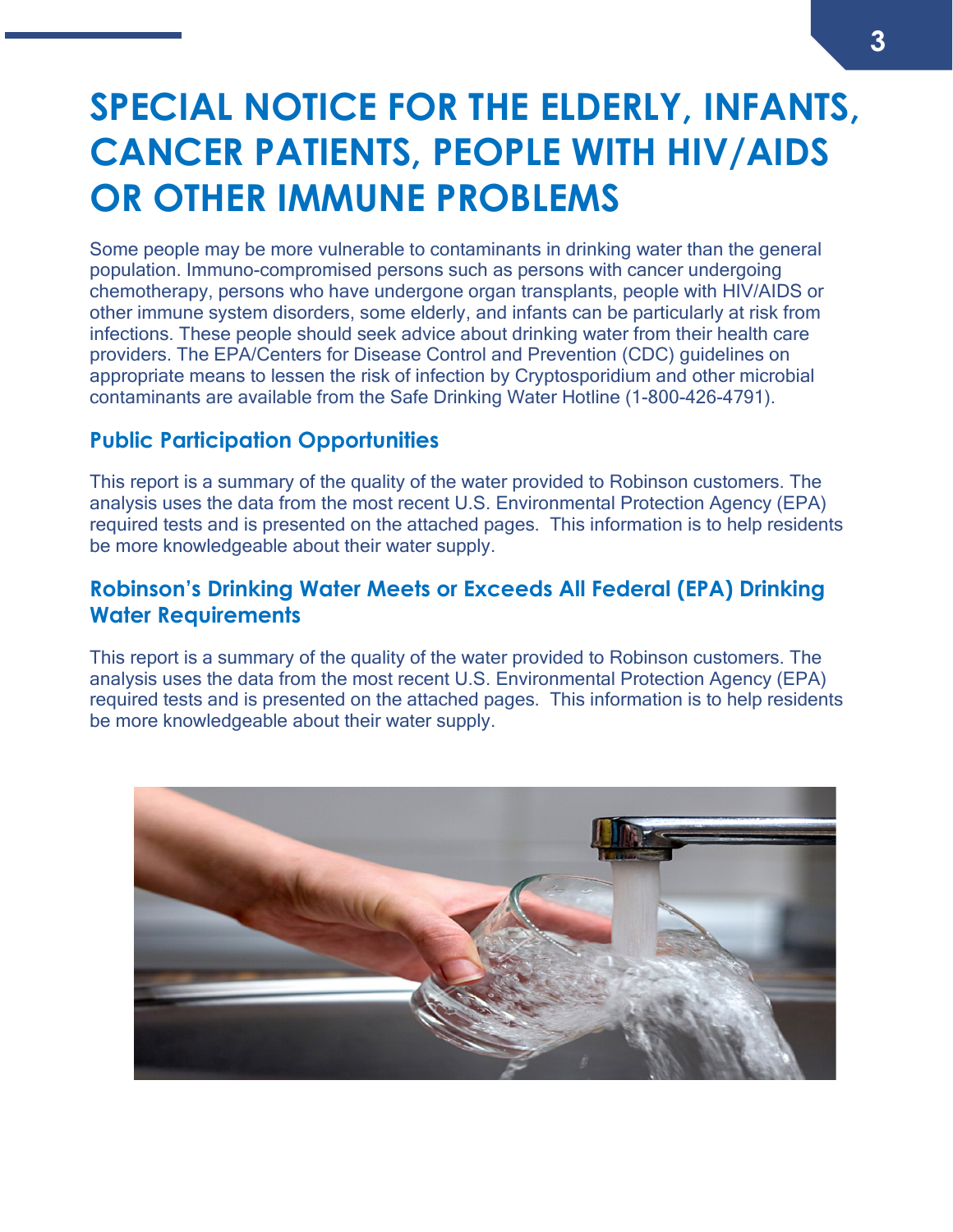# SPECIAL NOTICE FOR THE ELDERLY, INFANTS, CANCER PATIENTS, PEOPLE WITH HIV/AIDS OR OTHER IMMUNE PROBLEMS

Some people may be more vulnerable to contaminants in drinking water than the general population. Immuno-compromised persons such as persons with cancer undergoing chemotherapy, persons who have undergone organ transplants, people with HIV/AIDS or other immune system disorders, some elderly, and infants can be particularly at risk from infections. These people should seek advice about drinking water from their health care providers. The EPA/Centers for Disease Control and Prevention (CDC) guidelines on appropriate means to lessen the risk of infection by Cryptosporidium and other microbial contaminants are available from the Safe Drinking Water Hotline (1-800-426-4791).

## Public Participation Opportunities

This report is a summary of the quality of the water provided to Robinson customers. The analysis uses the data from the most recent U.S. Environmental Protection Agency (EPA) required tests and is presented on the attached pages. This information is to help residents be more knowledgeable about their water supply.

## Robinson's Drinking Water Meets or Exceeds All Federal (EPA) Drinking Water Requirements

This report is a summary of the quality of the water provided to Robinson customers. The analysis uses the data from the most recent U.S. Environmental Protection Agency (EPA) required tests and is presented on the attached pages. This information is to help residents be more knowledgeable about their water supply.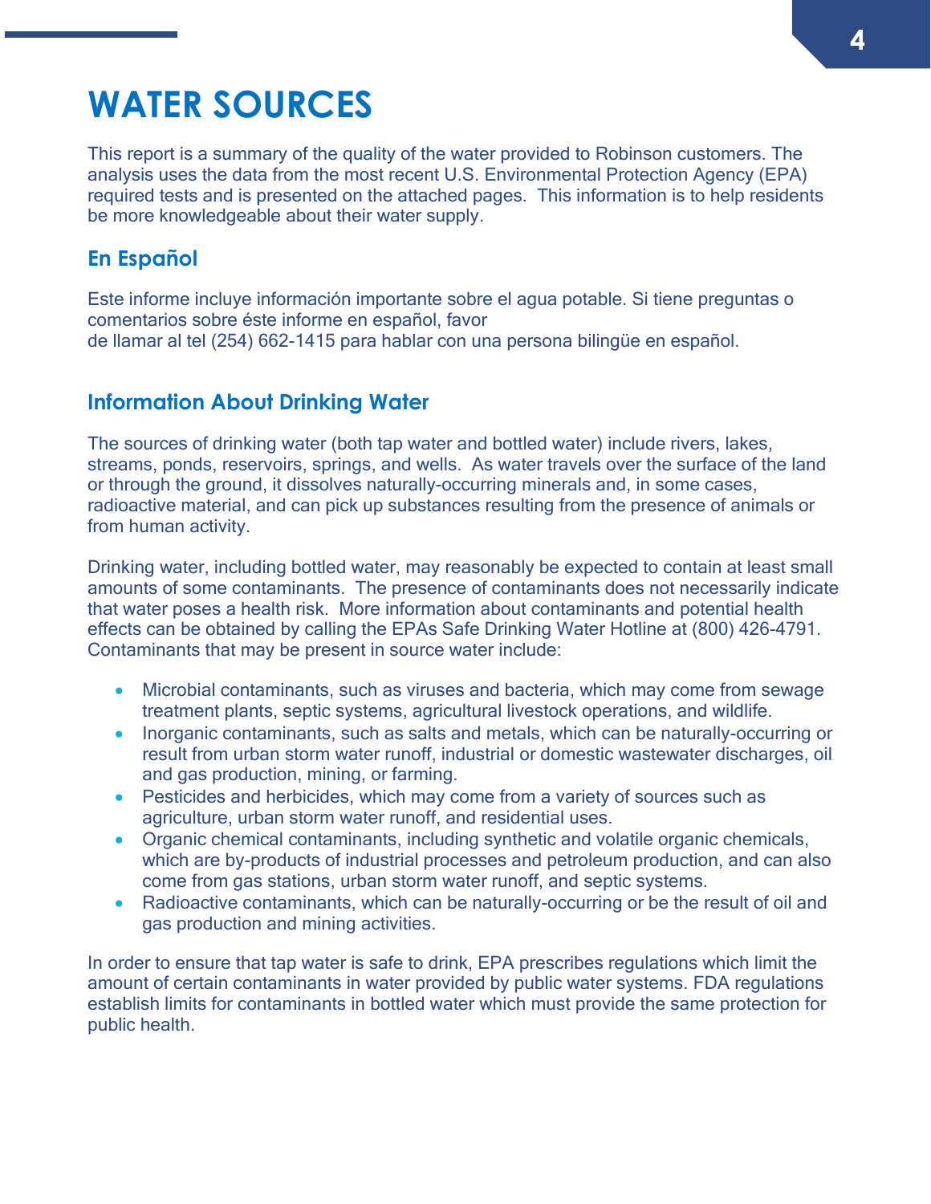# WATER SOURCES

This report is a summary of the quality of the water provided to Robinson customers. The analysis uses the data from the most recent U.S. Environmental Protection Agency (EPA) required tests and is presented on the attached pages.  This information is to help residents be more knowledgeable about their water supply.

## En Español

Este informe incluye información importante sobre el agua potable. Si tiene preguntas o comentarios sobre éste informe en español, favor
de llamar al tel (254) 662-1415 para hablar con una persona bilingüe en español.

## Information About Drinking Water

The sources of drinking water (both tap water and bottled water) include rivers, lakes, streams, ponds, reservoirs, springs, and wells.  As water travels over the surface of the land or through the ground, it dissolves naturally-occurring minerals and, in some cases, radioactive material, and can pick up substances resulting from the presence of animals or from human activity.

Drinking water, including bottled water, may reasonably be expected to contain at least small amounts of some contaminants.  The presence of contaminants does not necessarily indicate that water poses a health risk.  More information about contaminants and potential health effects can be obtained by calling the EPAs Safe Drinking Water Hotline at (800) 426-4791. Contaminants that may be present in source water include:

- Microbial contaminants, such as viruses and bacteria, which may come from sewage treatment plants, septic systems, agricultural livestock operations, and wildlife.
- Inorganic contaminants, such as salts and metals, which can be naturally-occurring or result from urban storm water runoff, industrial or domestic wastewater discharges, oil and gas production, mining, or farming.
- Pesticides and herbicides, which may come from a variety of sources such as agriculture, urban storm water runoff, and residential uses.
- Organic chemical contaminants, including synthetic and volatile organic chemicals, which are by-products of industrial processes and petroleum production, and can also come from gas stations, urban storm water runoff, and septic systems.
- Radioactive contaminants, which can be naturally-occurring or be the result of oil and gas production and mining activities.

In order to ensure that tap water is safe to drink, EPA prescribes regulations which limit the amount of certain contaminants in water provided by public water systems. FDA regulations establish limits for contaminants in bottled water which must provide the same protection for public health.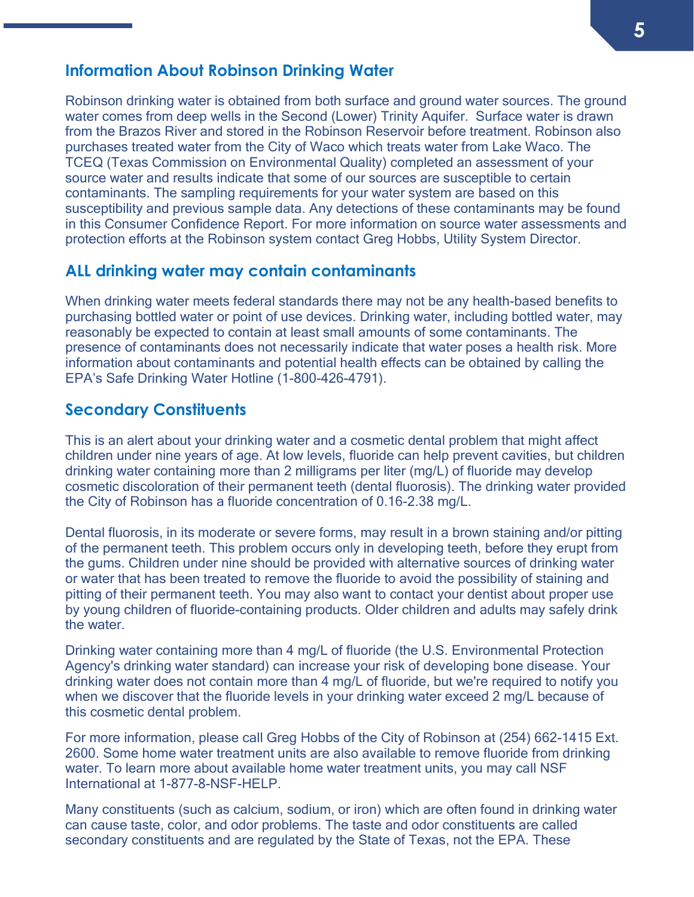## Information About Robinson Drinking Water

Robinson drinking water is obtained from both surface and ground water sources. The ground water comes from deep wells in the Second (Lower) Trinity Aquifer. Surface water is drawn from the Brazos River and stored in the Robinson Reservoir before treatment. Robinson also purchases treated water from the City of Waco which treats water from Lake Waco. The TCEQ (Texas Commission on Environmental Quality) completed an assessment of your source water and results indicate that some of our sources are susceptible to certain contaminants. The sampling requirements for your water system are based on this susceptibility and previous sample data. Any detections of these contaminants may be found in this Consumer Confidence Report. For more information on source water assessments and protection efforts at the Robinson system contact Greg Hobbs, Utility System Director.

## ALL drinking water may contain contaminants

When drinking water meets federal standards there may not be any health-based benefits to purchasing bottled water or point of use devices. Drinking water, including bottled water, may reasonably be expected to contain at least small amounts of some contaminants. The presence of contaminants does not necessarily indicate that water poses a health risk. More information about contaminants and potential health effects can be obtained by calling the EPA's Safe Drinking Water Hotline (1-800-426-4791).

## Secondary Constituents

This is an alert about your drinking water and a cosmetic dental problem that might affect children under nine years of age. At low levels, fluoride can help prevent cavities, but children drinking water containing more than 2 milligrams per liter (mg/L) of fluoride may develop cosmetic discoloration of their permanent teeth (dental fluorosis). The drinking water provided the City of Robinson has a fluoride concentration of 0.16-2.38 mg/L.

Dental fluorosis, in its moderate or severe forms, may result in a brown staining and/or pitting of the permanent teeth. This problem occurs only in developing teeth, before they erupt from the gums. Children under nine should be provided with alternative sources of drinking water or water that has been treated to remove the fluoride to avoid the possibility of staining and pitting of their permanent teeth. You may also want to contact your dentist about proper use by young children of fluoride-containing products. Older children and adults may safely drink the water.

Drinking water containing more than 4 mg/L of fluoride (the U.S. Environmental Protection Agency's drinking water standard) can increase your risk of developing bone disease. Your drinking water does not contain more than 4 mg/L of fluoride, but we're required to notify you when we discover that the fluoride levels in your drinking water exceed 2 mg/L because of this cosmetic dental problem.

For more information, please call Greg Hobbs of the City of Robinson at (254) 662-1415 Ext. 2600. Some home water treatment units are also available to remove fluoride from drinking water. To learn more about available home water treatment units, you may call NSF International at 1-877-8-NSF-HELP.

Many constituents (such as calcium, sodium, or iron) which are often found in drinking water can cause taste, color, and odor problems. The taste and odor constituents are called secondary constituents and are regulated by the State of Texas, not the EPA. These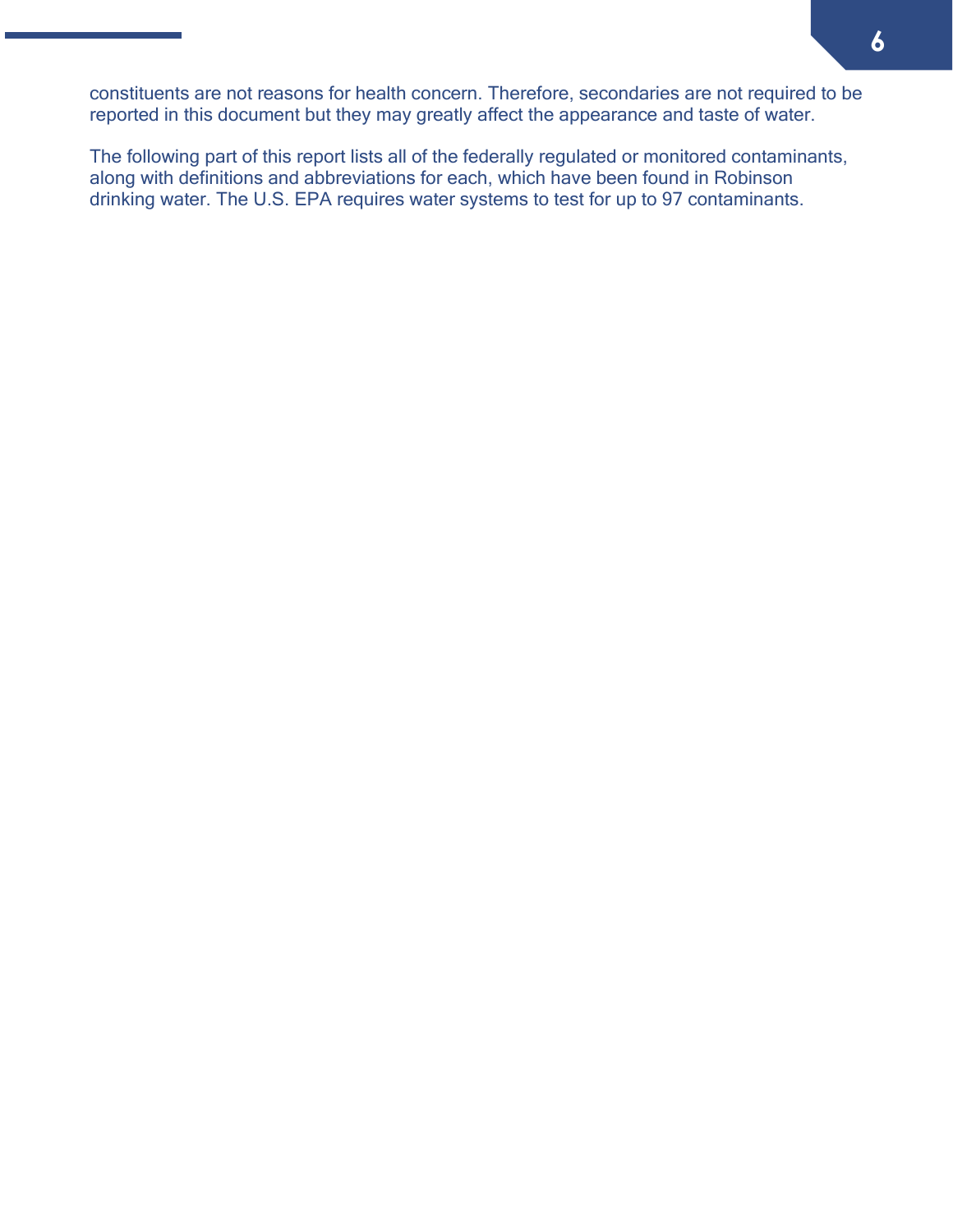constituents are not reasons for health concern. Therefore, secondaries are not required to be reported in this document but they may greatly affect the appearance and taste of water.

The following part of this report lists all of the federally regulated or monitored contaminants, along with definitions and abbreviations for each, which have been found in Robinson drinking water. The U.S. EPA requires water systems to test for up to 97 contaminants.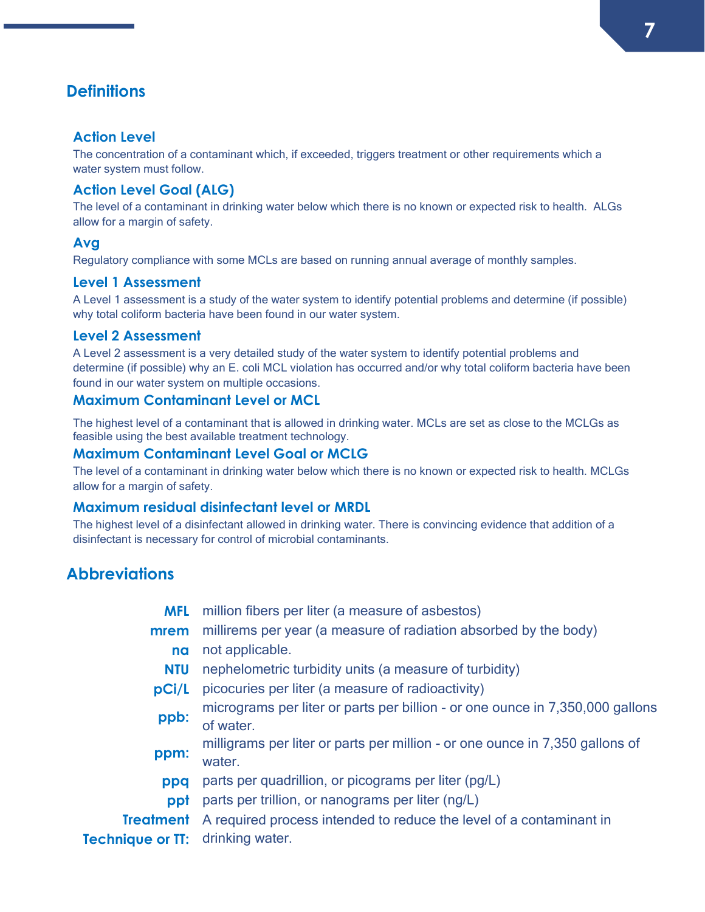## Definitions

### Action Level

The concentration of a contaminant which, if exceeded, triggers treatment or other requirements which a water system must follow.

### Action Level Goal (ALG)

The level of a contaminant in drinking water below which there is no known or expected risk to health. ALGs allow for a margin of safety.

### Avg

Regulatory compliance with some MCLs are based on running annual average of monthly samples.

### Level 1 Assessment

A Level 1 assessment is a study of the water system to identify potential problems and determine (if possible) why total coliform bacteria have been found in our water system.

### Level 2 Assessment

A Level 2 assessment is a very detailed study of the water system to identify potential problems and determine (if possible) why an E. coli MCL violation has occurred and/or why total coliform bacteria have been found in our water system on multiple occasions.

### Maximum Contaminant Level or MCL

The highest level of a contaminant that is allowed in drinking water. MCLs are set as close to the MCLGs as feasible using the best available treatment technology.

### Maximum Contaminant Level Goal or MCLG

The level of a contaminant in drinking water below which there is no known or expected risk to health. MCLGs allow for a margin of safety.

### Maximum residual disinfectant level or MRDL

The highest level of a disinfectant allowed in drinking water. There is convincing evidence that addition of a disinfectant is necessary for control of microbial contaminants.

## Abbreviations

| | |
|---|---|
| **MFL** | million fibers per liter (a measure of asbestos) |
| **mrem** | millirems per year (a measure of radiation absorbed by the body) |
| **na** | not applicable. |
| **NTU** | nephelometric turbidity units (a measure of turbidity) |
| **pCi/L** | picocuries per liter (a measure of radioactivity) |
| **ppb:** | micrograms per liter or parts per billion - or one ounce in 7,350,000 gallons of water. |
| **ppm:** | milligrams per liter or parts per million - or one ounce in 7,350 gallons of water. |
| **ppq** | parts per quadrillion, or picograms per liter (pg/L) |
| **ppt** | parts per trillion, or nanograms per liter (ng/L) |
| **Treatment Technique or TT:** | A required process intended to reduce the level of a contaminant in drinking water. |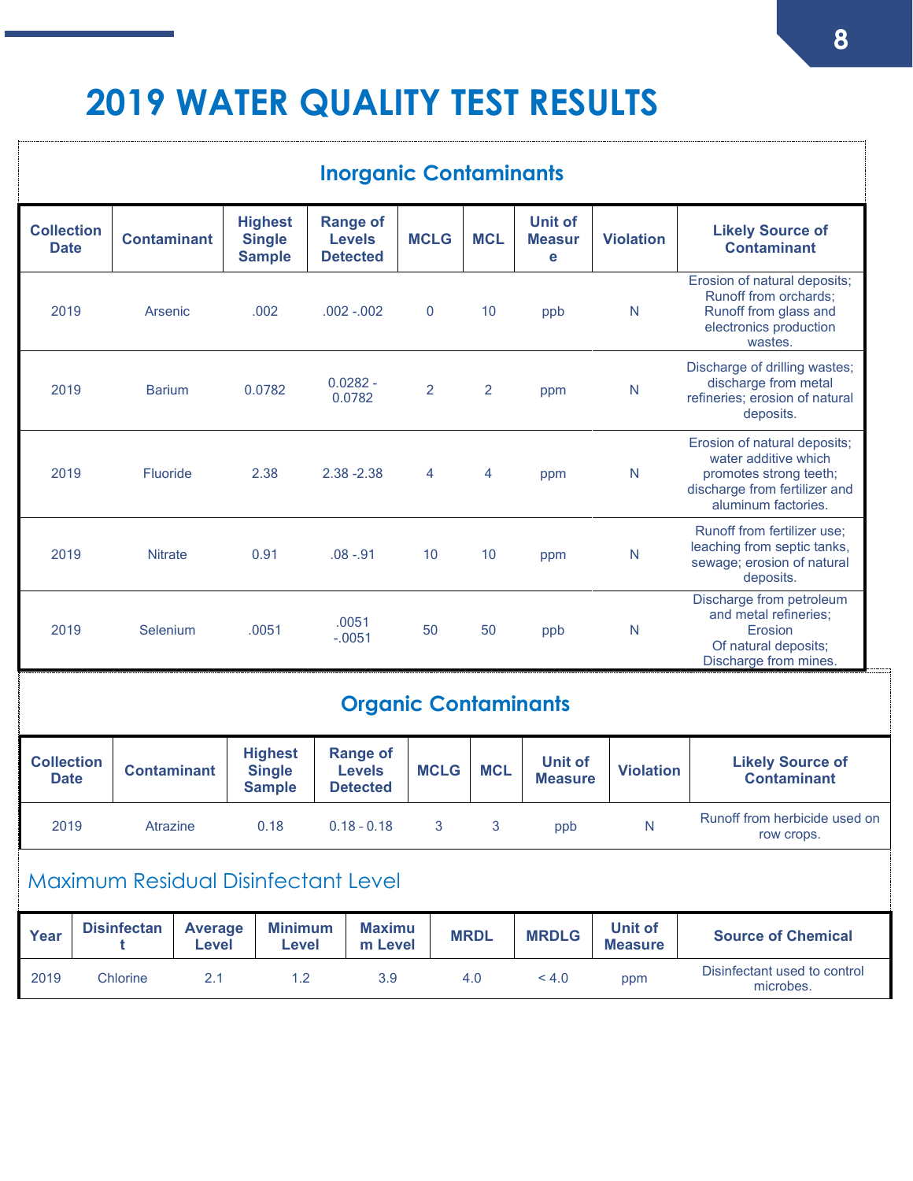# 2019 WATER QUALITY TEST RESULTS

## Inorganic Contaminants

| Collection Date | Contaminant | Highest Single Sample | Range of Levels Detected | MCLG | MCL | Unit of Measure | Violation | Likely Source of Contaminant |
|---|---|---|---|---|---|---|---|---|
| 2019 | Arsenic | .002 | .002 -.002 | 0 | 10 | ppb | N | Erosion of natural deposits; Runoff from orchards; Runoff from glass and electronics production wastes. |
| 2019 | Barium | 0.0782 | 0.0282 - 0.0782 | 2 | 2 | ppm | N | Discharge of drilling wastes; discharge from metal refineries; erosion of natural deposits. |
| 2019 | Fluoride | 2.38 | 2.38 -2.38 | 4 | 4 | ppm | N | Erosion of natural deposits; water additive which promotes strong teeth; discharge from fertilizer and aluminum factories. |
| 2019 | Nitrate | 0.91 | .08 -.91 | 10 | 10 | ppm | N | Runoff from fertilizer use; leaching from septic tanks, sewage; erosion of natural deposits. |
| 2019 | Selenium | .0051 | .0051 -.0051 | 50 | 50 | ppb | N | Discharge from petroleum and metal refineries; Erosion Of natural deposits; Discharge from mines. |

## Organic Contaminants

| Collection Date | Contaminant | Highest Single Sample | Range of Levels Detected | MCLG | MCL | Unit of Measure | Violation | Likely Source of Contaminant |
|---|---|---|---|---|---|---|---|---|
| 2019 | Atrazine | 0.18 | 0.18 - 0.18 | 3 | 3 | ppb | N | Runoff from herbicide used on row crops. |

## Maximum Residual Disinfectant Level

| Year | Disinfectant | Average Level | Minimum Level | Maximum Level | MRDL | MRDLG | Unit of Measure | Source of Chemical |
|---|---|---|---|---|---|---|---|---|
| 2019 | Chlorine | 2.1 | 1.2 | 3.9 | 4.0 | < 4.0 | ppm | Disinfectant used to control microbes. |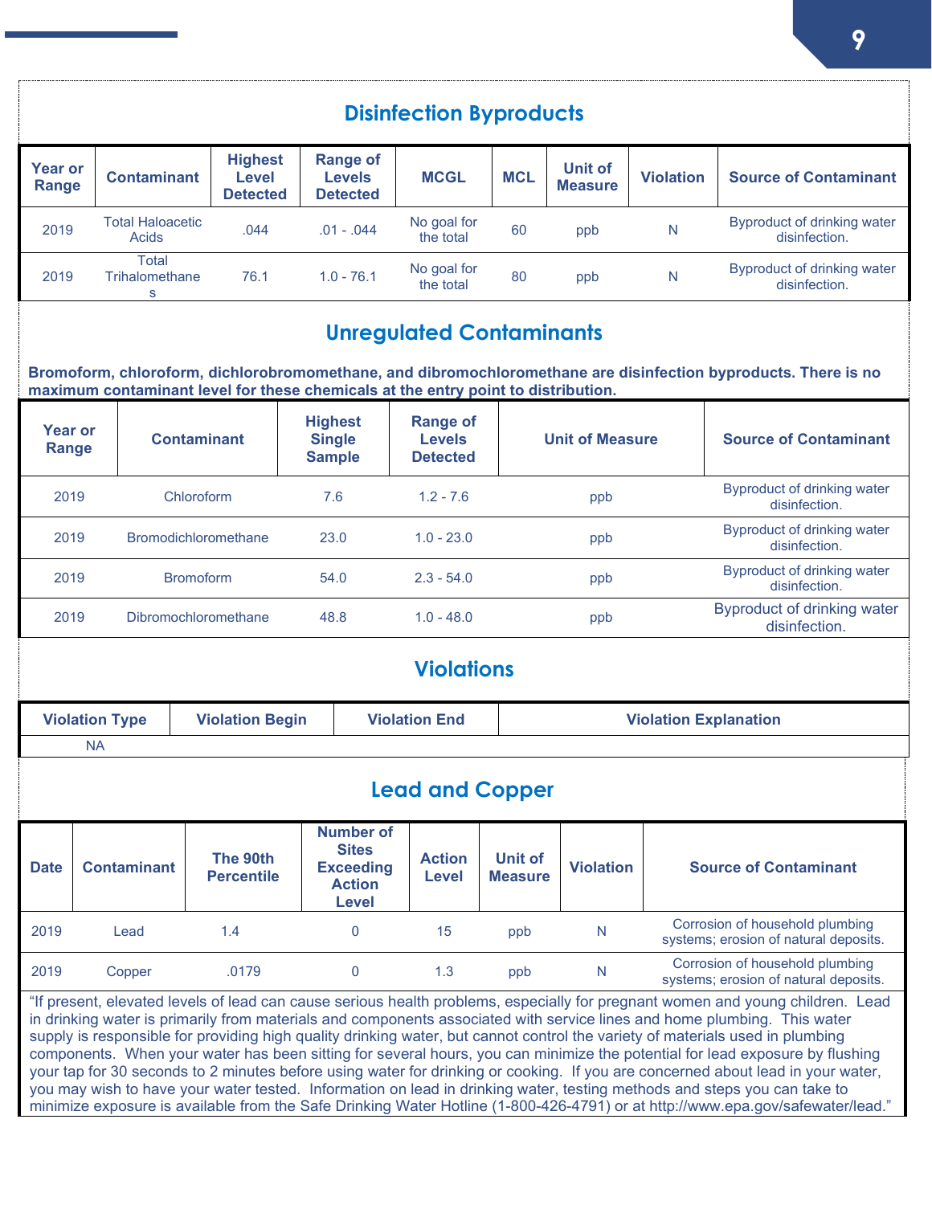## Disinfection Byproducts

| Year or Range | Contaminant | Highest Level Detected | Range of Levels Detected | MCGL | MCL | Unit of Measure | Violation | Source of Contaminant |
|---|---|---|---|---|---|---|---|---|
| 2019 | Total Haloacetic Acids | .044 | .01 - .044 | No goal for the total | 60 | ppb | N | Byproduct of drinking water disinfection. |
| 2019 | Total Trihalomethanes | 76.1 | 1.0 - 76.1 | No goal for the total | 80 | ppb | N | Byproduct of drinking water disinfection. |

## Unregulated Contaminants

**Bromoform, chloroform, dichlorobromomethane, and dibromochloromethane are disinfection byproducts. There is no maximum contaminant level for these chemicals at the entry point to distribution.**

| Year or Range | Contaminant | Highest Single Sample | Range of Levels Detected | Unit of Measure | Source of Contaminant |
|---|---|---|---|---|---|
| 2019 | Chloroform | 7.6 | 1.2 - 7.6 | ppb | Byproduct of drinking water disinfection. |
| 2019 | Bromodichloromethane | 23.0 | 1.0 - 23.0 | ppb | Byproduct of drinking water disinfection. |
| 2019 | Bromoform | 54.0 | 2.3 - 54.0 | ppb | Byproduct of drinking water disinfection. |
| 2019 | Dibromochloromethane | 48.8 | 1.0 - 48.0 | ppb | Byproduct of drinking water disinfection. |

## Violations

| Violation Type | Violation Begin | Violation End | Violation Explanation |
|---|---|---|---|
| NA | | | |

## Lead and Copper

| Date | Contaminant | The 90th Percentile | Number of Sites Exceeding Action Level | Action Level | Unit of Measure | Violation | Source of Contaminant |
|---|---|---|---|---|---|---|---|
| 2019 | Lead | 1.4 | 0 | 15 | ppb | N | Corrosion of household plumbing systems; erosion of natural deposits. |
| 2019 | Copper | .0179 | 0 | 1.3 | ppb | N | Corrosion of household plumbing systems; erosion of natural deposits. |

"If present, elevated levels of lead can cause serious health problems, especially for pregnant women and young children. Lead in drinking water is primarily from materials and components associated with service lines and home plumbing. This water supply is responsible for providing high quality drinking water, but cannot control the variety of materials used in plumbing components. When your water has been sitting for several hours, you can minimize the potential for lead exposure by flushing your tap for 30 seconds to 2 minutes before using water for drinking or cooking. If you are concerned about lead in your water, you may wish to have your water tested. Information on lead in drinking water, testing methods and steps you can take to minimize exposure is available from the Safe Drinking Water Hotline (1-800-426-4791) or at http://www.epa.gov/safewater/lead."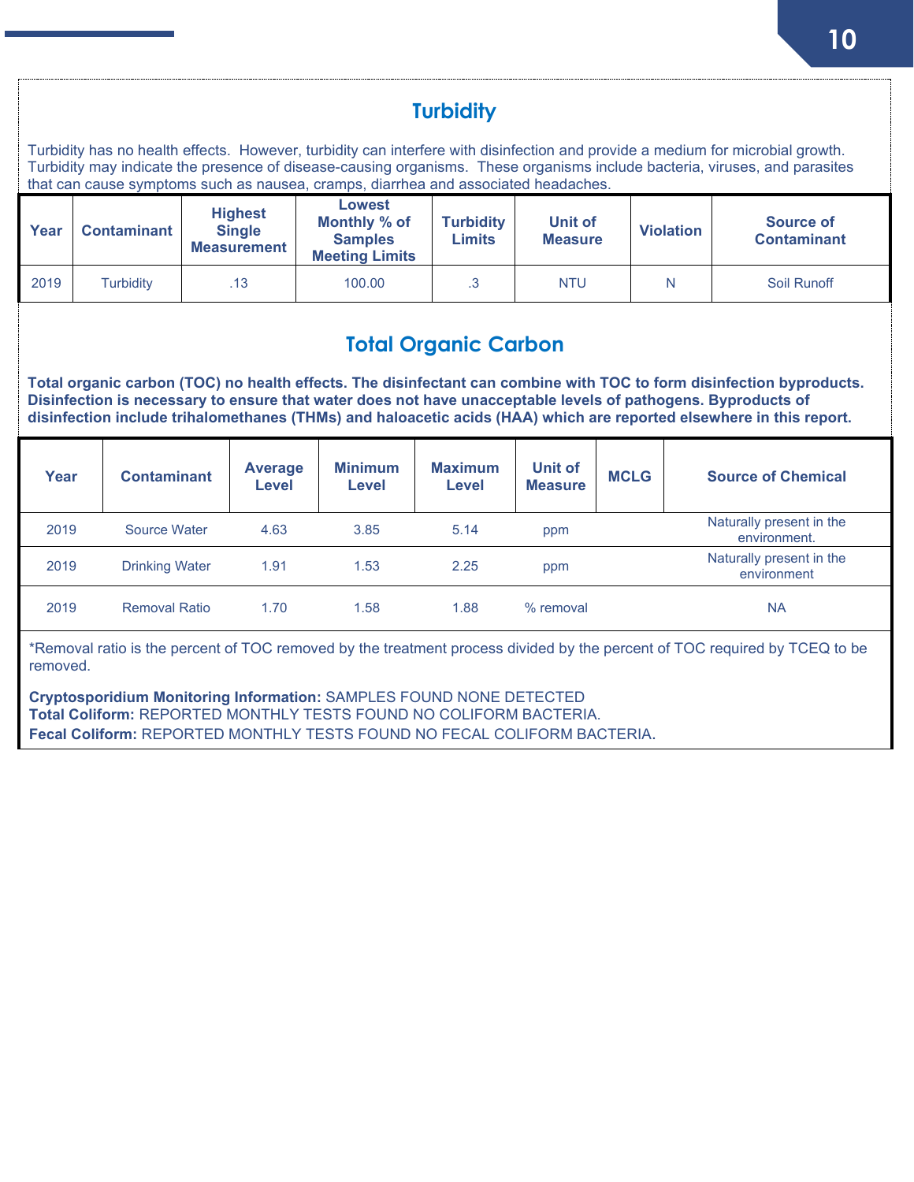## Turbidity

Turbidity has no health effects. However, turbidity can interfere with disinfection and provide a medium for microbial growth. Turbidity may indicate the presence of disease-causing organisms. These organisms include bacteria, viruses, and parasites that can cause symptoms such as nausea, cramps, diarrhea and associated headaches.

| Year | Contaminant | Highest Single Measurement | Lowest Monthly % of Samples Meeting Limits | Turbidity Limits | Unit of Measure | Violation | Source of Contaminant |
|---|---|---|---|---|---|---|---|
| 2019 | Turbidity | .13 | 100.00 | .3 | NTU | N | Soil Runoff |

## Total Organic Carbon

**Total organic carbon (TOC) no health effects. The disinfectant can combine with TOC to form disinfection byproducts. Disinfection is necessary to ensure that water does not have unacceptable levels of pathogens. Byproducts of disinfection include trihalomethanes (THMs) and haloacetic acids (HAA) which are reported elsewhere in this report.**

| Year | Contaminant | Average Level | Minimum Level | Maximum Level | Unit of Measure | MCLG | Source of Chemical |
|---|---|---|---|---|---|---|---|
| 2019 | Source Water | 4.63 | 3.85 | 5.14 | ppm | | Naturally present in the environment. |
| 2019 | Drinking Water | 1.91 | 1.53 | 2.25 | ppm | | Naturally present in the environment |
| 2019 | Removal Ratio | 1.70 | 1.58 | 1.88 | % removal | | NA |

*Removal ratio is the percent of TOC removed by the treatment process divided by the percent of TOC required by TCEQ to be removed.

**Cryptosporidium Monitoring Information:** SAMPLES FOUND NONE DETECTED
**Total Coliform:** REPORTED MONTHLY TESTS FOUND NO COLIFORM BACTERIA.
**Fecal Coliform:** REPORTED MONTHLY TESTS FOUND NO FECAL COLIFORM BACTERIA.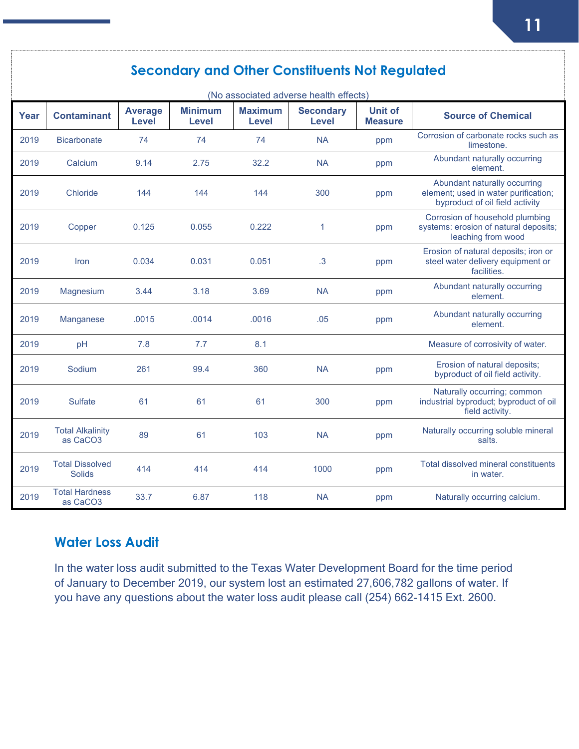## Secondary and Other Constituents Not Regulated

(No associated adverse health effects)

| Year | Contaminant | Average Level | Minimum Level | Maximum Level | Secondary Level | Unit of Measure | Source of Chemical |
|---|---|---|---|---|---|---|---|
| 2019 | Bicarbonate | 74 | 74 | 74 | NA | ppm | Corrosion of carbonate rocks such as limestone. |
| 2019 | Calcium | 9.14 | 2.75 | 32.2 | NA | ppm | Abundant naturally occurring element. |
| 2019 | Chloride | 144 | 144 | 144 | 300 | ppm | Abundant naturally occurring element; used in water purification; byproduct of oil field activity |
| 2019 | Copper | 0.125 | 0.055 | 0.222 | 1 | ppm | Corrosion of household plumbing systems: erosion of natural deposits; leaching from wood |
| 2019 | Iron | 0.034 | 0.031 | 0.051 | .3 | ppm | Erosion of natural deposits; iron or steel water delivery equipment or facilities. |
| 2019 | Magnesium | 3.44 | 3.18 | 3.69 | NA | ppm | Abundant naturally occurring element. |
| 2019 | Manganese | .0015 | .0014 | .0016 | .05 | ppm | Abundant naturally occurring element. |
| 2019 | pH | 7.8 | 7.7 | 8.1 | | | Measure of corrosivity of water. |
| 2019 | Sodium | 261 | 99.4 | 360 | NA | ppm | Erosion of natural deposits; byproduct of oil field activity. |
| 2019 | Sulfate | 61 | 61 | 61 | 300 | ppm | Naturally occurring; common industrial byproduct; byproduct of oil field activity. |
| 2019 | Total Alkalinity as $CaCO_3$ | 89 | 61 | 103 | NA | ppm | Naturally occurring soluble mineral salts. |
| 2019 | Total Dissolved Solids | 414 | 414 | 414 | 1000 | ppm | Total dissolved mineral constituents in water. |
| 2019 | Total Hardness as $CaCO_3$ | 33.7 | 6.87 | 118 | NA | ppm | Naturally occurring calcium. |

## Water Loss Audit

In the water loss audit submitted to the Texas Water Development Board for the time period of January to December 2019, our system lost an estimated 27,606,782 gallons of water. If you have any questions about the water loss audit please call (254) 662-1415 Ext. 2600.